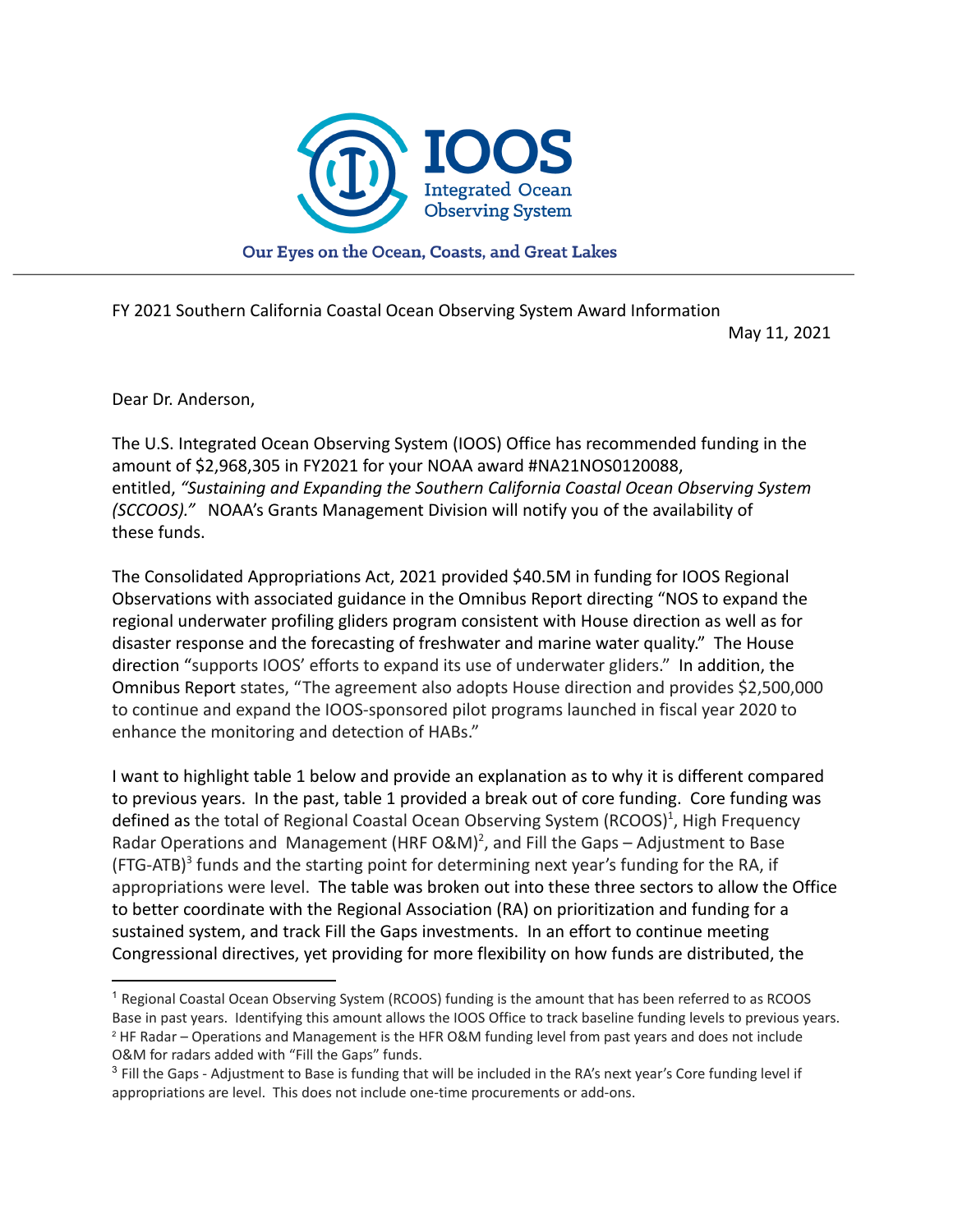IOOS

Integrated Ocean Observing System

Our Eyes on the Ocean, Coasts, and Great Lakes

---

FY 2021 Southern California Coastal Ocean Observing System Award Information

May 11, 2021

Dear Dr. Anderson,

The U.S. Integrated Ocean Observing System (IOOS) Office has recommended funding in the amount of $2,968,305 in FY2021 for your NOAA award #NA21NOS0120088, entitled, *"Sustaining and Expanding the Southern California Coastal Ocean Observing System (SCCOOS)."* NOAA's Grants Management Division will notify you of the availability of these funds.

The Consolidated Appropriations Act, 2021 provided $40.5M in funding for IOOS Regional Observations with associated guidance in the Omnibus Report directing "NOS to expand the regional underwater profiling gliders program consistent with House direction as well as for disaster response and the forecasting of freshwater and marine water quality." The House direction "supports IOOS' efforts to expand its use of underwater gliders." In addition, the Omnibus Report states, "The agreement also adopts House direction and provides $2,500,000 to continue and expand the IOOS-sponsored pilot programs launched in fiscal year 2020 to enhance the monitoring and detection of HABs."

I want to highlight table 1 below and provide an explanation as to why it is different compared to previous years. In the past, table 1 provided a break out of core funding. Core funding was defined as the total of Regional Coastal Ocean Observing System (RCOOS)[1], High Frequency Radar Operations and Management (HRF O&M)[2], and Fill the Gaps – Adjustment to Base (FTG-ATB)[3] funds and the starting point for determining next year's funding for the RA, if appropriations were level. The table was broken out into these three sectors to allow the Office to better coordinate with the Regional Association (RA) on prioritization and funding for a sustained system, and track Fill the Gaps investments. In an effort to continue meeting Congressional directives, yet providing for more flexibility on how funds are distributed, the

---

[1] Regional Coastal Ocean Observing System (RCOOS) funding is the amount that has been referred to as RCOOS Base in past years. Identifying this amount allows the IOOS Office to track baseline funding levels to previous years.

[2] HF Radar – Operations and Management is the HFR O&M funding level from past years and does not include O&M for radars added with "Fill the Gaps" funds.

[3] Fill the Gaps - Adjustment to Base is funding that will be included in the RA's next year's Core funding level if appropriations are level. This does not include one-time procurements or add-ons.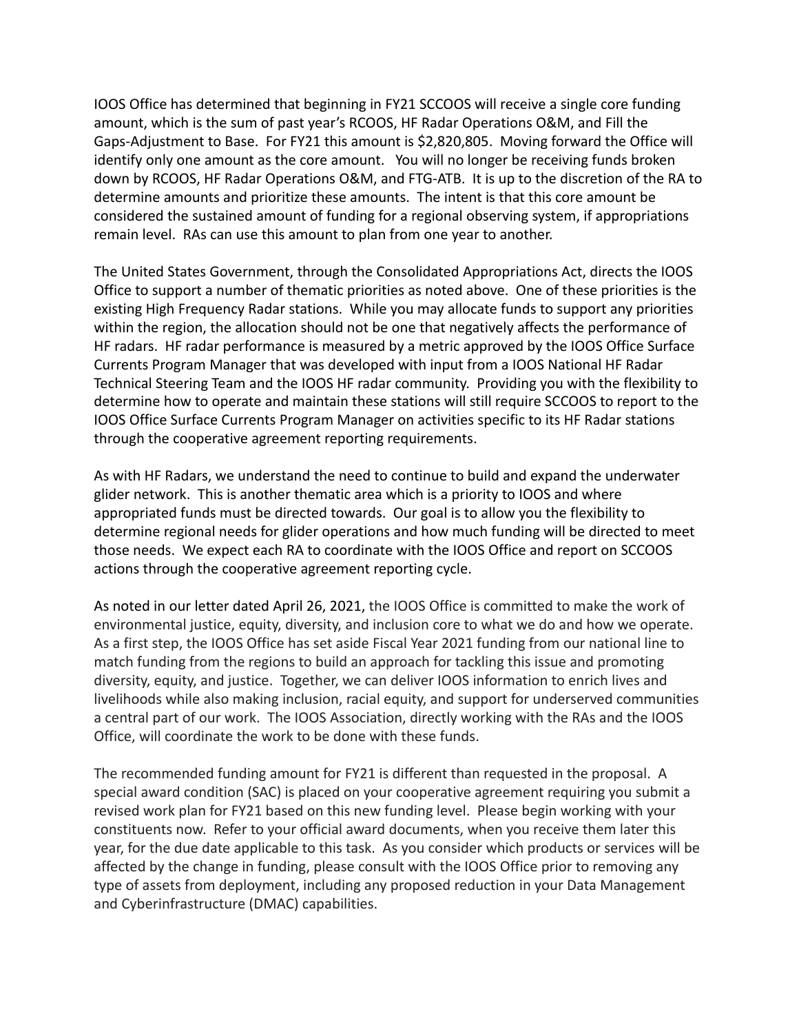IOOS Office has determined that beginning in FY21 SCCOOS will receive a single core funding amount, which is the sum of past year's RCOOS, HF Radar Operations O&M, and Fill the Gaps-Adjustment to Base. For FY21 this amount is $2,820,805. Moving forward the Office will identify only one amount as the core amount. You will no longer be receiving funds broken down by RCOOS, HF Radar Operations O&M, and FTG-ATB. It is up to the discretion of the RA to determine amounts and prioritize these amounts. The intent is that this core amount be considered the sustained amount of funding for a regional observing system, if appropriations remain level. RAs can use this amount to plan from one year to another.

The United States Government, through the Consolidated Appropriations Act, directs the IOOS Office to support a number of thematic priorities as noted above. One of these priorities is the existing High Frequency Radar stations. While you may allocate funds to support any priorities within the region, the allocation should not be one that negatively affects the performance of HF radars. HF radar performance is measured by a metric approved by the IOOS Office Surface Currents Program Manager that was developed with input from a IOOS National HF Radar Technical Steering Team and the IOOS HF radar community. Providing you with the flexibility to determine how to operate and maintain these stations will still require SCCOOS to report to the IOOS Office Surface Currents Program Manager on activities specific to its HF Radar stations through the cooperative agreement reporting requirements.

As with HF Radars, we understand the need to continue to build and expand the underwater glider network. This is another thematic area which is a priority to IOOS and where appropriated funds must be directed towards. Our goal is to allow you the flexibility to determine regional needs for glider operations and how much funding will be directed to meet those needs. We expect each RA to coordinate with the IOOS Office and report on SCCOOS actions through the cooperative agreement reporting cycle.

As noted in our letter dated April 26, 2021, the IOOS Office is committed to make the work of environmental justice, equity, diversity, and inclusion core to what we do and how we operate. As a first step, the IOOS Office has set aside Fiscal Year 2021 funding from our national line to match funding from the regions to build an approach for tackling this issue and promoting diversity, equity, and justice. Together, we can deliver IOOS information to enrich lives and livelihoods while also making inclusion, racial equity, and support for underserved communities a central part of our work. The IOOS Association, directly working with the RAs and the IOOS Office, will coordinate the work to be done with these funds.

The recommended funding amount for FY21 is different than requested in the proposal. A special award condition (SAC) is placed on your cooperative agreement requiring you submit a revised work plan for FY21 based on this new funding level. Please begin working with your constituents now. Refer to your official award documents, when you receive them later this year, for the due date applicable to this task. As you consider which products or services will be affected by the change in funding, please consult with the IOOS Office prior to removing any type of assets from deployment, including any proposed reduction in your Data Management and Cyberinfrastructure (DMAC) capabilities.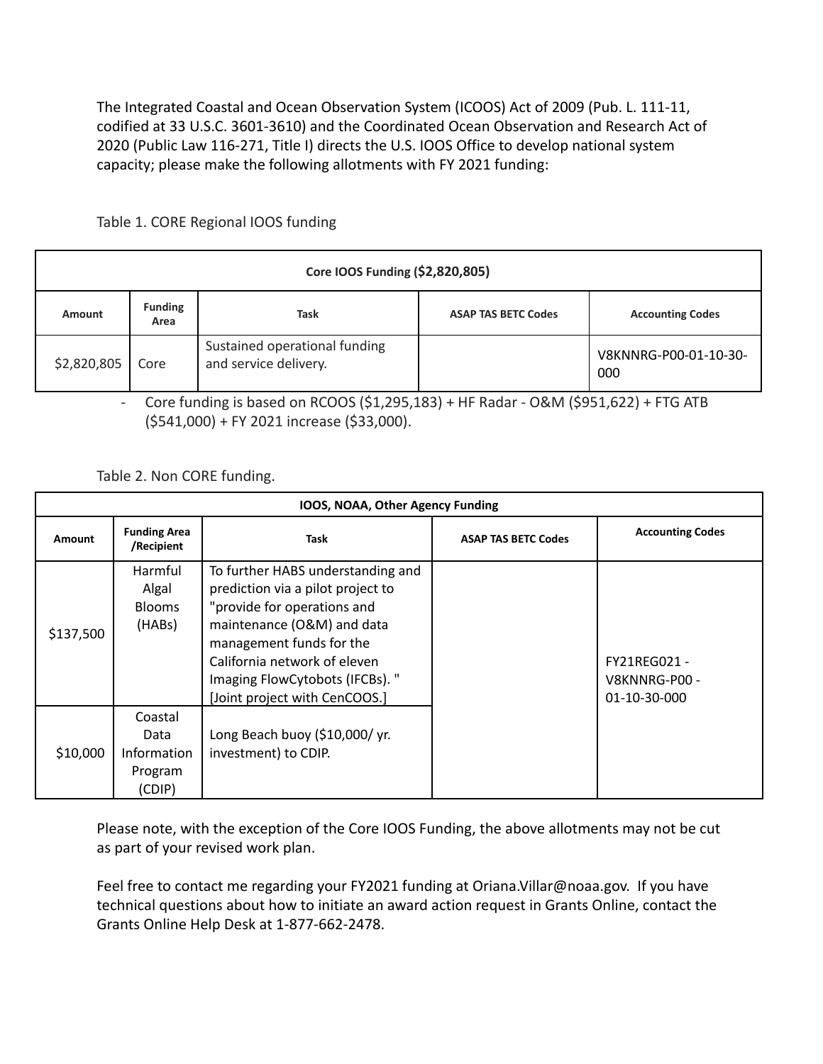The Integrated Coastal and Ocean Observation System (ICOOS) Act of 2009 (Pub. L. 111-11, codified at 33 U.S.C. 3601-3610) and the Coordinated Ocean Observation and Research Act of 2020 (Public Law 116-271, Title I) directs the U.S. IOOS Office to develop national system capacity; please make the following allotments with FY 2021 funding:

Table 1. CORE Regional IOOS funding

| **Core IOOS Funding ($2,820,805)** | | | | |
|---|---|---|---|---|
| **Amount** | **Funding Area** | **Task** | **ASAP TAS BETC Codes** | **Accounting Codes** |
| $2,820,805 | Core | Sustained operational funding and service delivery. | | V8KNNRG-P00-01-10-30-000 |

- Core funding is based on RCOOS ($1,295,183) + HF Radar - O&M ($951,622) + FTG ATB ($541,000) + FY 2021 increase ($33,000).

Table 2. Non CORE funding.

| **IOOS, NOAA, Other Agency Funding** | | | | |
|---|---|---|---|---|
| **Amount** | **Funding Area /Recipient** | **Task** | **ASAP TAS BETC Codes** | **Accounting Codes** |
| $137,500 | Harmful Algal Blooms (HABs) | To further HABS understanding and prediction via a pilot project to "provide for operations and maintenance (O&M) and data management funds for the California network of eleven Imaging FlowCytobots (IFCBs). " [Joint project with CenCOOS.] | | FY21REG021 - V8KNNRG-P00 - 01-10-30-000 |
| $10,000 | Coastal Data Information Program (CDIP) | Long Beach buoy ($10,000/ yr. investment) to CDIP. | | |

Please note, with the exception of the Core IOOS Funding, the above allotments may not be cut as part of your revised work plan.

Feel free to contact me regarding your FY2021 funding at Oriana.Villar@noaa.gov. If you have technical questions about how to initiate an award action request in Grants Online, contact the Grants Online Help Desk at 1-877-662-2478.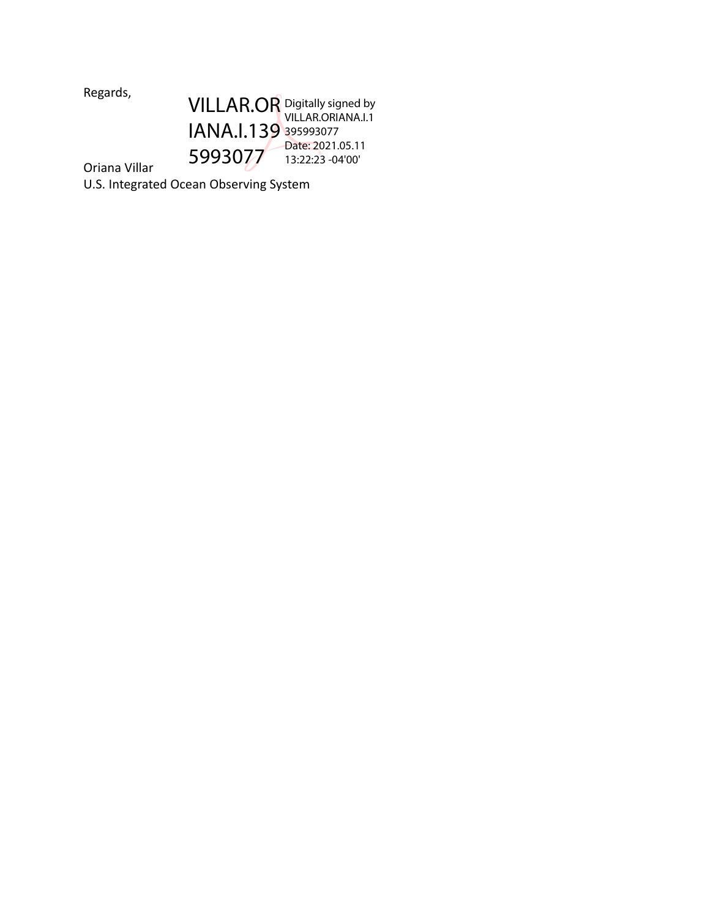Regards,

VILLAR.ORIANA.I.1395993077

Digitally signed by VILLAR.ORIANA.I.1395993077
Date: 2021.05.11 13:22:23 -04'00'

Oriana Villar
U.S. Integrated Ocean Observing System